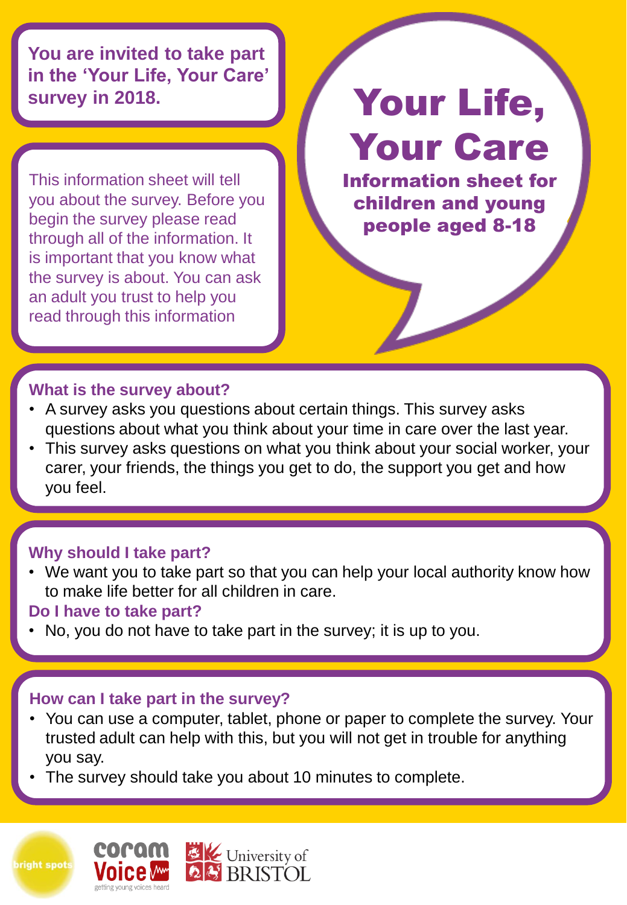# Your Life, Your Care

**Information sheet for children and young people aged 8-18**

**You are invited to take part in the 'Your Life, Your Care' survey in 2018.**

This information sheet will tell you about the survey. Before you begin the survey please read through all of the information. It is important that you know what the survey is about. You can ask an adult you trust to help you read through this information

### What is the survey about?

- A survey asks you questions about certain things. This survey asks questions about what you think about your time in care over the last year.
- This survey asks questions on what you think about your social worker, your carer, your friends, the things you get to do, the support you get and how you feel.

### Why should I take part?

- We want you to take part so that you can help your local authority know how to make life better for all children in care.

### Do I have to take part?

- No, you do not have to take part in the survey; it is up to you.

### How can I take part in the survey?

- You can use a computer, tablet, phone or paper to complete the survey. Your trusted adult can help with this, but you will not get in trouble for anything you say.
- The survey should take you about 10 minutes to complete.

bright spots

coram Voice
getting young voices heard

University of BRISTOL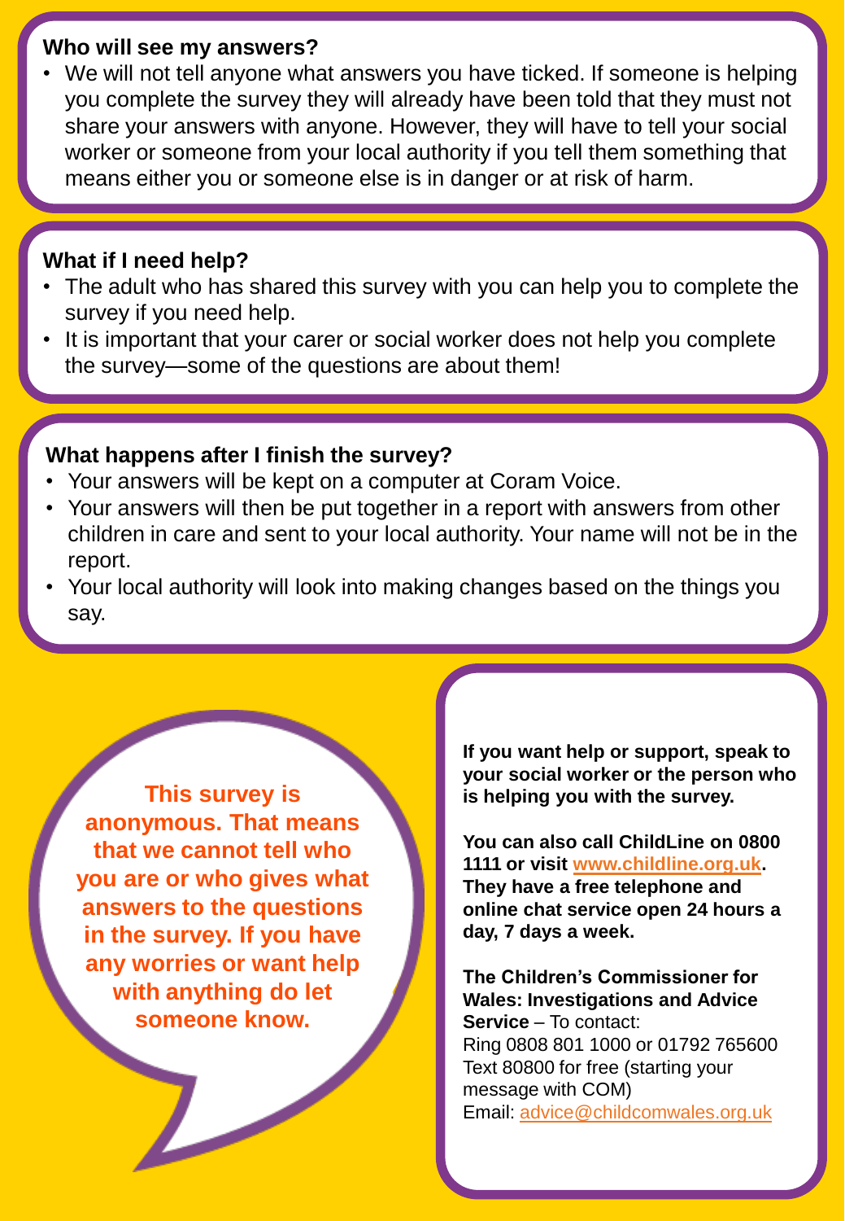## Who will see my answers?

- We will not tell anyone what answers you have ticked. If someone is helping you complete the survey they will already have been told that they must not share your answers with anyone. However, they will have to tell your social worker or someone from your local authority if you tell them something that means either you or someone else is in danger or at risk of harm.

## What if I need help?

- The adult who has shared this survey with you can help you to complete the survey if you need help.
- It is important that your carer or social worker does not help you complete the survey—some of the questions are about them!

## What happens after I finish the survey?

- Your answers will be kept on a computer at Coram Voice.
- Your answers will then be put together in a report with answers from other children in care and sent to your local authority. Your name will not be in the report.
- Your local authority will look into making changes based on the things you say.

**This survey is anonymous. That means that we cannot tell who you are or who gives what answers to the questions in the survey. If you have any worries or want help with anything do let someone know.**

**If you want help or support, speak to your social worker or the person who is helping you with the survey.**

**You can also call ChildLine on 0800 1111 or visit [www.childline.org.uk](www.childline.org.uk). They have a free telephone and online chat service open 24 hours a day, 7 days a week.**

**The Children's Commissioner for Wales: Investigations and Advice Service** – To contact:
Ring 0808 801 1000 or 01792 765600
Text 80800 for free (starting your message with COM)
Email: advice@childcomwales.org.uk